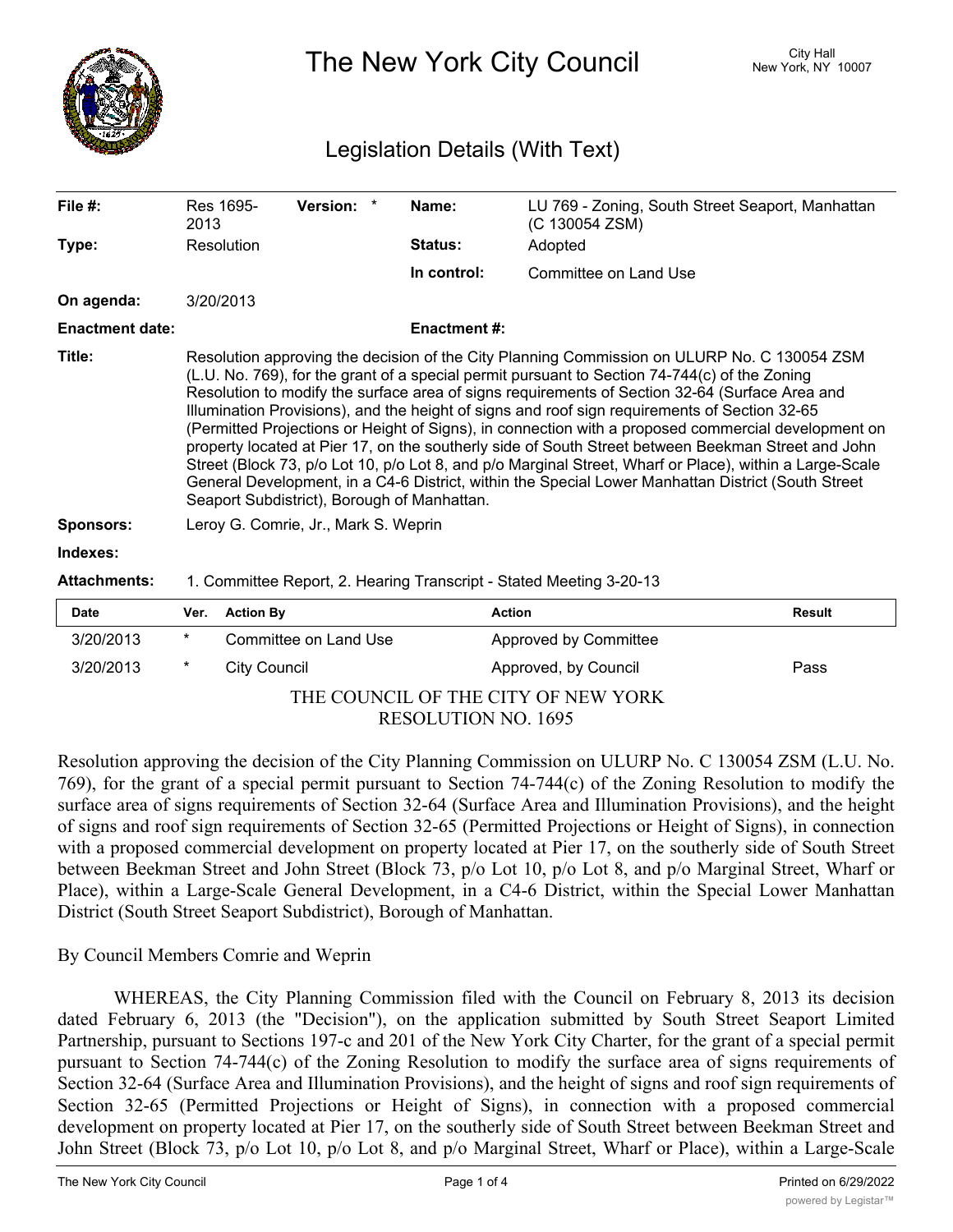# The New York City Council

City Hall
New York, NY 10007

## Legislation Details (With Text)

| | | | | | |
|---|---|---|---|---|---|
| **File #:** | Res 1695-2013 | **Version:** * | | **Name:** | LU 769 - Zoning, South Street Seaport, Manhattan (C 130054 ZSM) |
| **Type:** | Resolution | | | **Status:** | Adopted |
| | | | | **In control:** | Committee on Land Use |
| **On agenda:** | 3/20/2013 | | | | |
| **Enactment date:** | | | | **Enactment #:** | |

**Title:** Resolution approving the decision of the City Planning Commission on ULURP No. C 130054 ZSM (L.U. No. 769), for the grant of a special permit pursuant to Section 74-744(c) of the Zoning Resolution to modify the surface area of signs requirements of Section 32-64 (Surface Area and Illumination Provisions), and the height of signs and roof sign requirements of Section 32-65 (Permitted Projections or Height of Signs), in connection with a proposed commercial development on property located at Pier 17, on the southerly side of South Street between Beekman Street and John Street (Block 73, p/o Lot 10, p/o Lot 8, and p/o Marginal Street, Wharf or Place), within a Large-Scale General Development, in a C4-6 District, within the Special Lower Manhattan District (South Street Seaport Subdistrict), Borough of Manhattan.

**Sponsors:** Leroy G. Comrie, Jr., Mark S. Weprin

**Indexes:**

**Attachments:** 1. Committee Report, 2. Hearing Transcript - Stated Meeting 3-20-13

| Date | Ver. | Action By | Action | Result |
|---|---|---|---|---|
| 3/20/2013 | * | Committee on Land Use | Approved by Committee | |
| 3/20/2013 | * | City Council | Approved, by Council | Pass |

THE COUNCIL OF THE CITY OF NEW YORK
RESOLUTION NO. 1695

Resolution approving the decision of the City Planning Commission on ULURP No. C 130054 ZSM (L.U. No. 769), for the grant of a special permit pursuant to Section 74-744(c) of the Zoning Resolution to modify the surface area of signs requirements of Section 32-64 (Surface Area and Illumination Provisions), and the height of signs and roof sign requirements of Section 32-65 (Permitted Projections or Height of Signs), in connection with a proposed commercial development on property located at Pier 17, on the southerly side of South Street between Beekman Street and John Street (Block 73, p/o Lot 10, p/o Lot 8, and p/o Marginal Street, Wharf or Place), within a Large-Scale General Development, in a C4-6 District, within the Special Lower Manhattan District (South Street Seaport Subdistrict), Borough of Manhattan.

By Council Members Comrie and Weprin

WHEREAS, the City Planning Commission filed with the Council on February 8, 2013 its decision dated February 6, 2013 (the "Decision"), on the application submitted by South Street Seaport Limited Partnership, pursuant to Sections 197-c and 201 of the New York City Charter, for the grant of a special permit pursuant to Section 74-744(c) of the Zoning Resolution to modify the surface area of signs requirements of Section 32-64 (Surface Area and Illumination Provisions), and the height of signs and roof sign requirements of Section 32-65 (Permitted Projections or Height of Signs), in connection with a proposed commercial development on property located at Pier 17, on the southerly side of South Street between Beekman Street and John Street (Block 73, p/o Lot 10, p/o Lot 8, and p/o Marginal Street, Wharf or Place), within a Large-Scale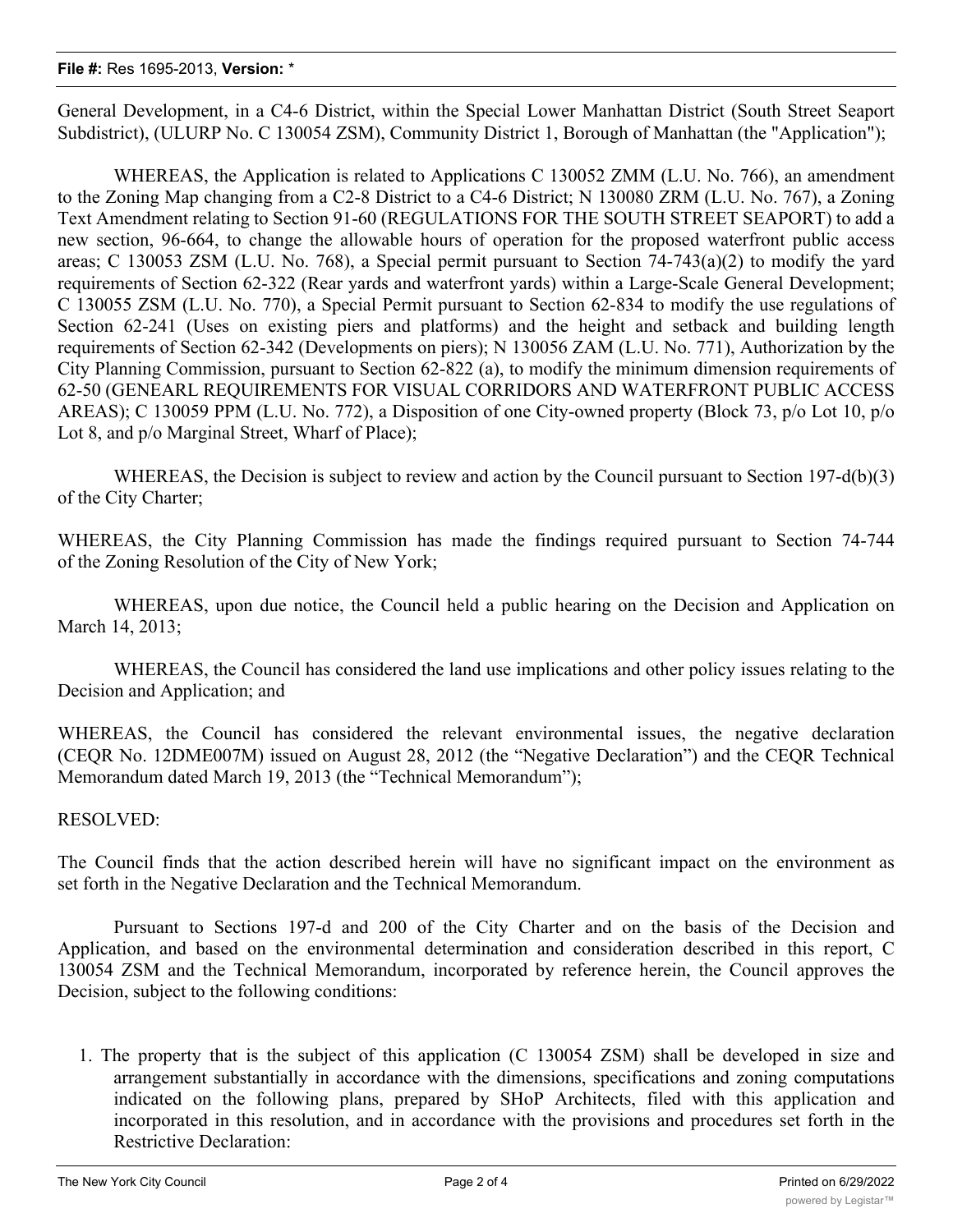General Development, in a C4-6 District, within the Special Lower Manhattan District (South Street Seaport Subdistrict), (ULURP No. C 130054 ZSM), Community District 1, Borough of Manhattan (the "Application");

WHEREAS, the Application is related to Applications C 130052 ZMM (L.U. No. 766), an amendment to the Zoning Map changing from a C2-8 District to a C4-6 District; N 130080 ZRM (L.U. No. 767), a Zoning Text Amendment relating to Section 91-60 (REGULATIONS FOR THE SOUTH STREET SEAPORT) to add a new section, 96-664, to change the allowable hours of operation for the proposed waterfront public access areas; C 130053 ZSM (L.U. No. 768), a Special permit pursuant to Section 74-743(a)(2) to modify the yard requirements of Section 62-322 (Rear yards and waterfront yards) within a Large-Scale General Development; C 130055 ZSM (L.U. No. 770), a Special Permit pursuant to Section 62-834 to modify the use regulations of Section 62-241 (Uses on existing piers and platforms) and the height and setback and building length requirements of Section 62-342 (Developments on piers); N 130056 ZAM (L.U. No. 771), Authorization by the City Planning Commission, pursuant to Section 62-822 (a), to modify the minimum dimension requirements of 62-50 (GENEARL REQUIREMENTS FOR VISUAL CORRIDORS AND WATERFRONT PUBLIC ACCESS AREAS); C 130059 PPM (L.U. No. 772), a Disposition of one City-owned property (Block 73, p/o Lot 10, p/o Lot 8, and p/o Marginal Street, Wharf of Place);

WHEREAS, the Decision is subject to review and action by the Council pursuant to Section 197-d(b)(3) of the City Charter;

WHEREAS, the City Planning Commission has made the findings required pursuant to Section 74-744 of the Zoning Resolution of the City of New York;

WHEREAS, upon due notice, the Council held a public hearing on the Decision and Application on March 14, 2013;

WHEREAS, the Council has considered the land use implications and other policy issues relating to the Decision and Application; and

WHEREAS, the Council has considered the relevant environmental issues, the negative declaration (CEQR No. 12DME007M) issued on August 28, 2012 (the "Negative Declaration") and the CEQR Technical Memorandum dated March 19, 2013 (the "Technical Memorandum");

RESOLVED:

The Council finds that the action described herein will have no significant impact on the environment as set forth in the Negative Declaration and the Technical Memorandum.

Pursuant to Sections 197-d and 200 of the City Charter and on the basis of the Decision and Application, and based on the environmental determination and consideration described in this report, C 130054 ZSM and the Technical Memorandum, incorporated by reference herein, the Council approves the Decision, subject to the following conditions:

1. The property that is the subject of this application (C 130054 ZSM) shall be developed in size and arrangement substantially in accordance with the dimensions, specifications and zoning computations indicated on the following plans, prepared by SHoP Architects, filed with this application and incorporated in this resolution, and in accordance with the provisions and procedures set forth in the Restrictive Declaration: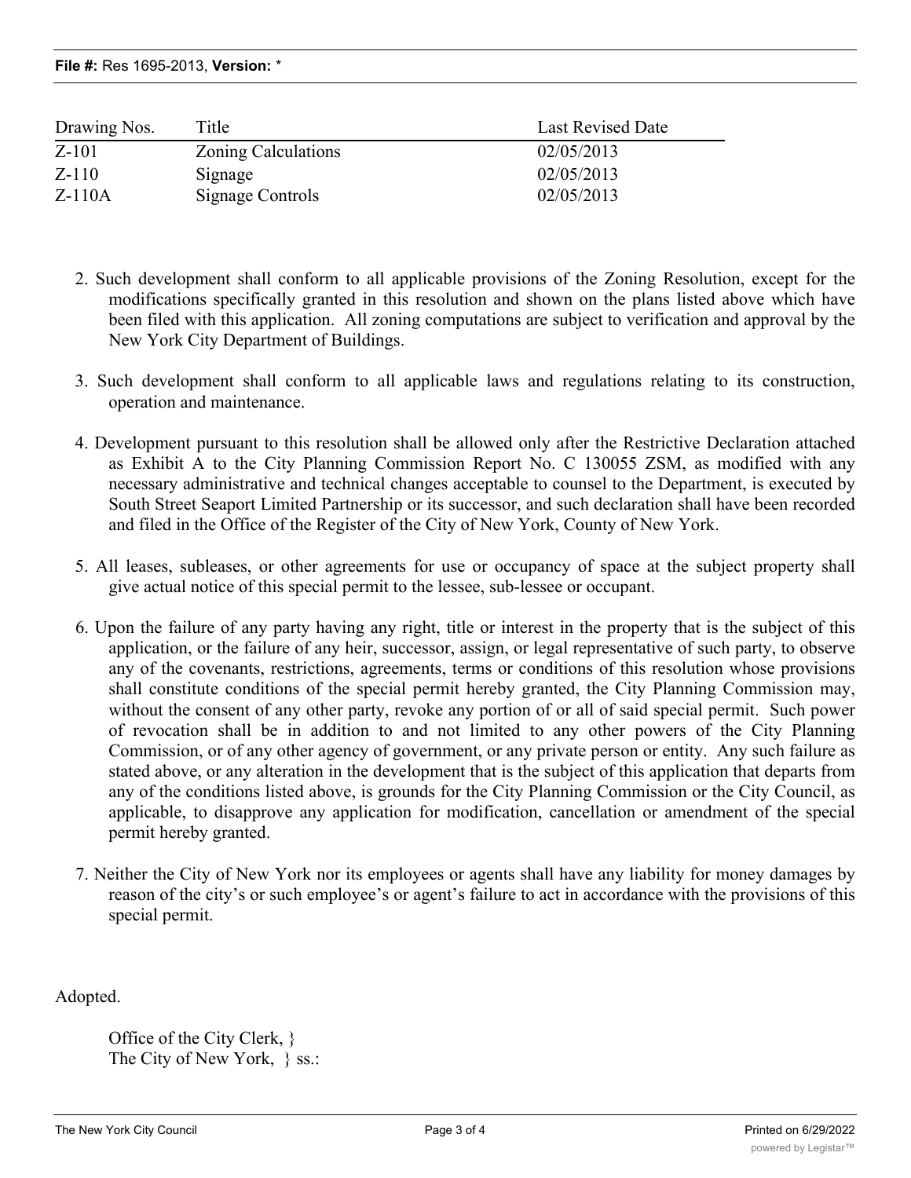| Drawing Nos. | Title | Last Revised Date |
| --- | --- | --- |
| Z-101 | Zoning Calculations | 02/05/2013 |
| Z-110 | Signage | 02/05/2013 |
| Z-110A | Signage Controls | 02/05/2013 |

2. Such development shall conform to all applicable provisions of the Zoning Resolution, except for the modifications specifically granted in this resolution and shown on the plans listed above which have been filed with this application. All zoning computations are subject to verification and approval by the New York City Department of Buildings.

3. Such development shall conform to all applicable laws and regulations relating to its construction, operation and maintenance.

4. Development pursuant to this resolution shall be allowed only after the Restrictive Declaration attached as Exhibit A to the City Planning Commission Report No. C 130055 ZSM, as modified with any necessary administrative and technical changes acceptable to counsel to the Department, is executed by South Street Seaport Limited Partnership or its successor, and such declaration shall have been recorded and filed in the Office of the Register of the City of New York, County of New York.

5. All leases, subleases, or other agreements for use or occupancy of space at the subject property shall give actual notice of this special permit to the lessee, sub-lessee or occupant.

6. Upon the failure of any party having any right, title or interest in the property that is the subject of this application, or the failure of any heir, successor, assign, or legal representative of such party, to observe any of the covenants, restrictions, agreements, terms or conditions of this resolution whose provisions shall constitute conditions of the special permit hereby granted, the City Planning Commission may, without the consent of any other party, revoke any portion of or all of said special permit. Such power of revocation shall be in addition to and not limited to any other powers of the City Planning Commission, or of any other agency of government, or any private person or entity. Any such failure as stated above, or any alteration in the development that is the subject of this application that departs from any of the conditions listed above, is grounds for the City Planning Commission or the City Council, as applicable, to disapprove any application for modification, cancellation or amendment of the special permit hereby granted.

7. Neither the City of New York nor its employees or agents shall have any liability for money damages by reason of the city's or such employee's or agent's failure to act in accordance with the provisions of this special permit.

Adopted.

Office of the City Clerk, }
The City of New York, } ss.: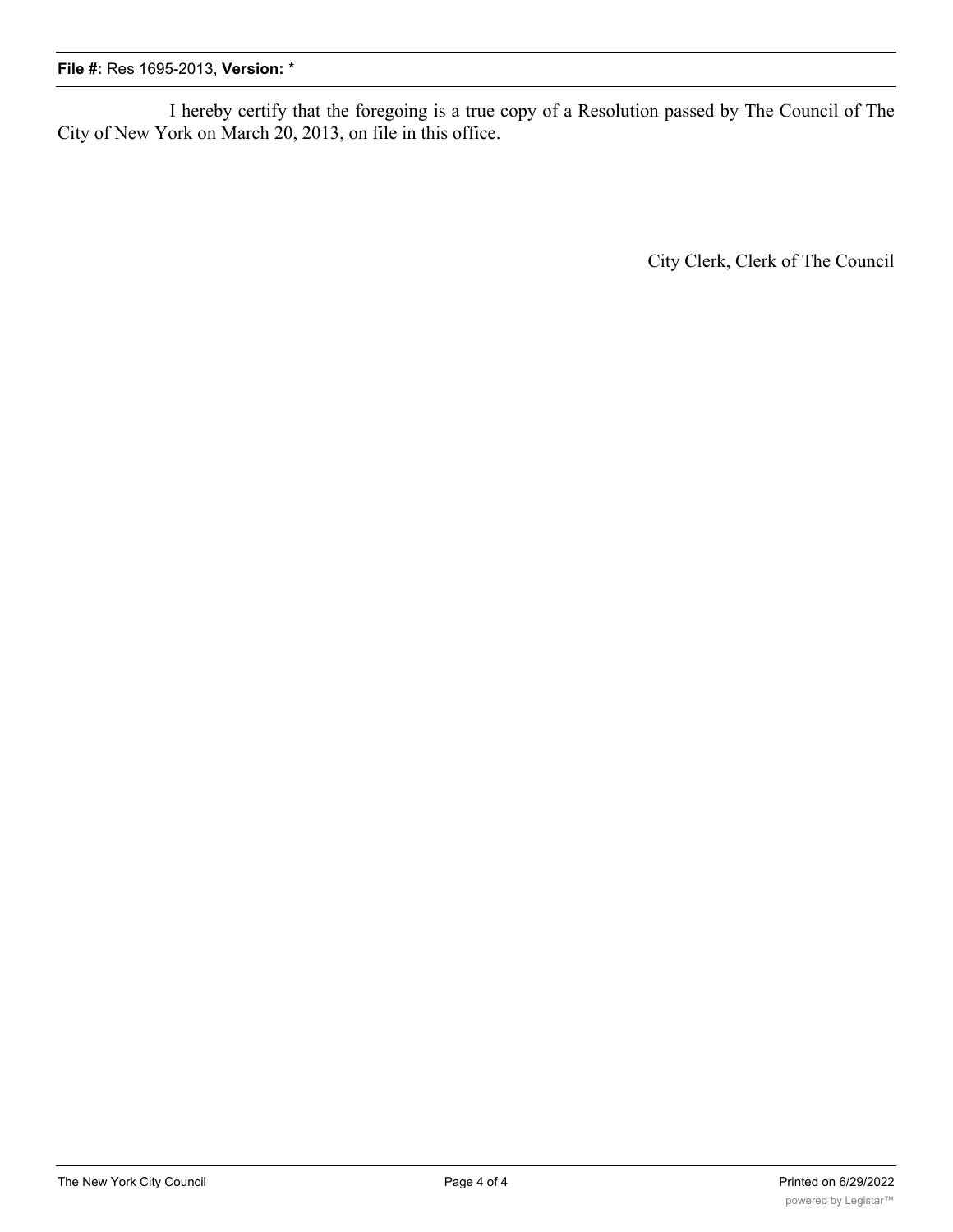I hereby certify that the foregoing is a true copy of a Resolution passed by The Council of The City of New York on March 20, 2013, on file in this office.

City Clerk, Clerk of The Council